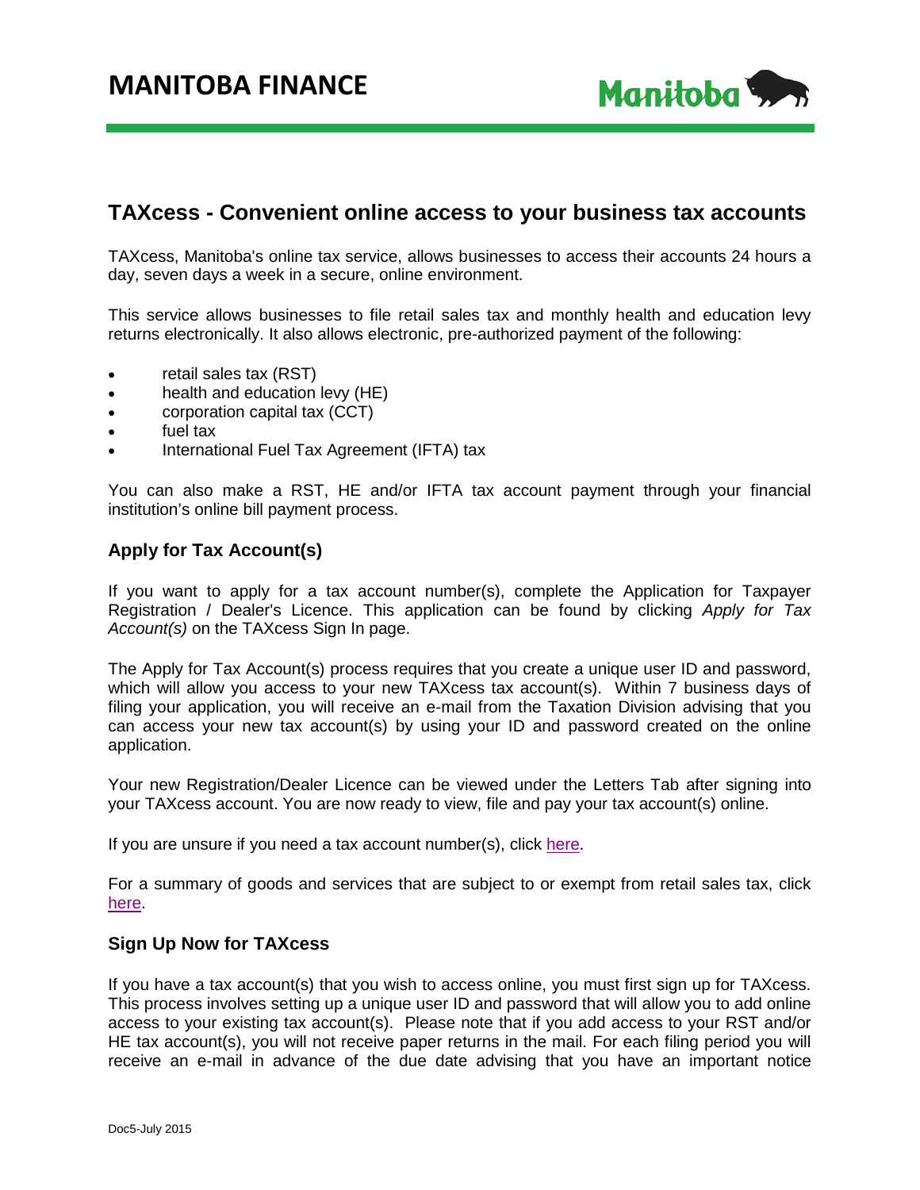# MANITOBA FINANCE

## TAXcess - Convenient online access to your business tax accounts

TAXcess, Manitoba's online tax service, allows businesses to access their accounts 24 hours a day, seven days a week in a secure, online environment.

This service allows businesses to file retail sales tax and monthly health and education levy returns electronically. It also allows electronic, pre-authorized payment of the following:

- retail sales tax (RST)
- health and education levy (HE)
- corporation capital tax (CCT)
- fuel tax
- International Fuel Tax Agreement (IFTA) tax

You can also make a RST, HE and/or IFTA tax account payment through your financial institution's online bill payment process.

### Apply for Tax Account(s)

If you want to apply for a tax account number(s), complete the Application for Taxpayer Registration / Dealer's Licence. This application can be found by clicking *Apply for Tax Account(s)* on the TAXcess Sign In page.

The Apply for Tax Account(s) process requires that you create a unique user ID and password, which will allow you access to your new TAXcess tax account(s). Within 7 business days of filing your application, you will receive an e-mail from the Taxation Division advising that you can access your new tax account(s) by using your ID and password created on the online application.

Your new Registration/Dealer Licence can be viewed under the Letters Tab after signing into your TAXcess account. You are now ready to view, file and pay your tax account(s) online.

If you are unsure if you need a tax account number(s), click here.

For a summary of goods and services that are subject to or exempt from retail sales tax, click here.

### Sign Up Now for TAXcess

If you have a tax account(s) that you wish to access online, you must first sign up for TAXcess. This process involves setting up a unique user ID and password that will allow you to add online access to your existing tax account(s). Please note that if you add access to your RST and/or HE tax account(s), you will not receive paper returns in the mail. For each filing period you will receive an e-mail in advance of the due date advising that you have an important notice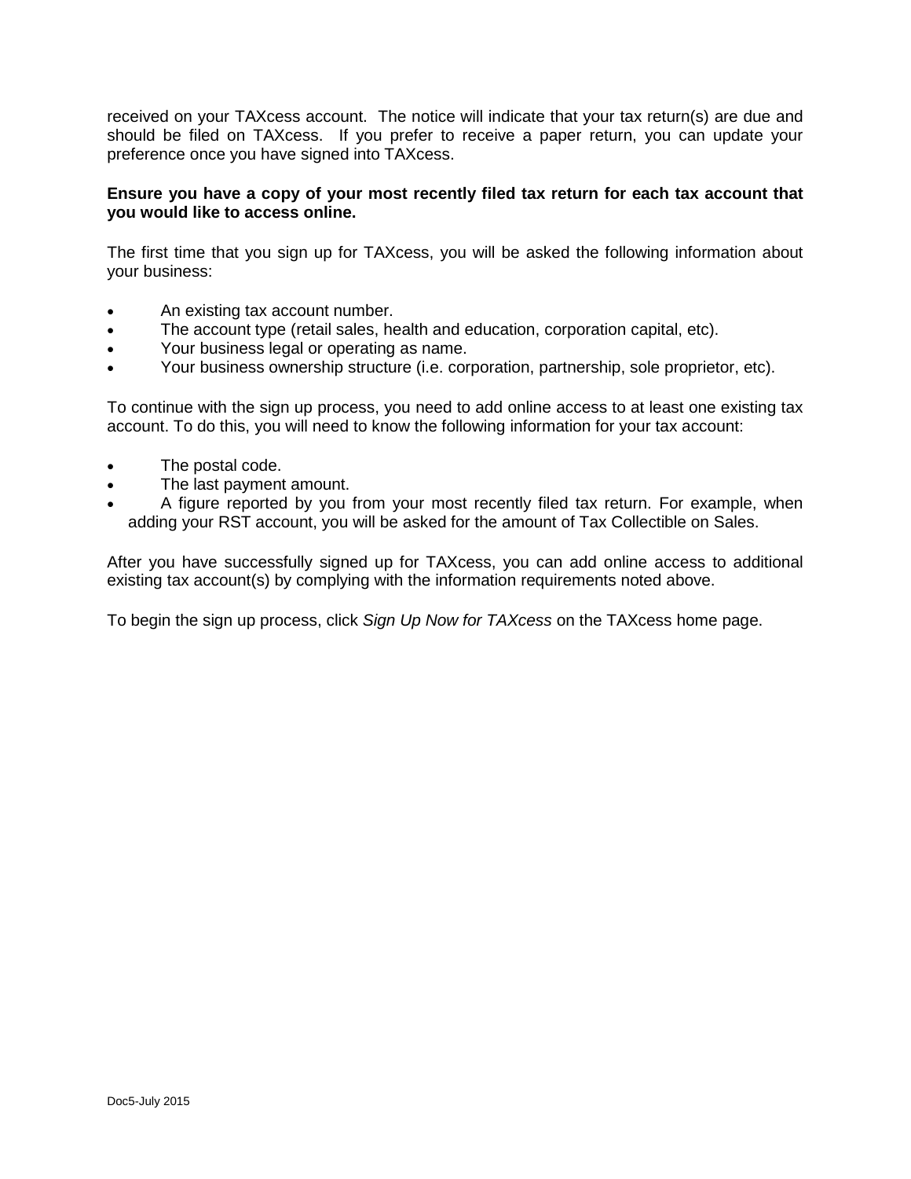received on your TAXcess account. The notice will indicate that your tax return(s) are due and should be filed on TAXcess. If you prefer to receive a paper return, you can update your preference once you have signed into TAXcess.

**Ensure you have a copy of your most recently filed tax return for each tax account that you would like to access online.**

The first time that you sign up for TAXcess, you will be asked the following information about your business:

- An existing tax account number.
- The account type (retail sales, health and education, corporation capital, etc).
- Your business legal or operating as name.
- Your business ownership structure (i.e. corporation, partnership, sole proprietor, etc).

To continue with the sign up process, you need to add online access to at least one existing tax account. To do this, you will need to know the following information for your tax account:

- The postal code.
- The last payment amount.
- A figure reported by you from your most recently filed tax return. For example, when adding your RST account, you will be asked for the amount of Tax Collectible on Sales.

After you have successfully signed up for TAXcess, you can add online access to additional existing tax account(s) by complying with the information requirements noted above.

To begin the sign up process, click *Sign Up Now for TAXcess* on the TAXcess home page.

Doc5-July 2015